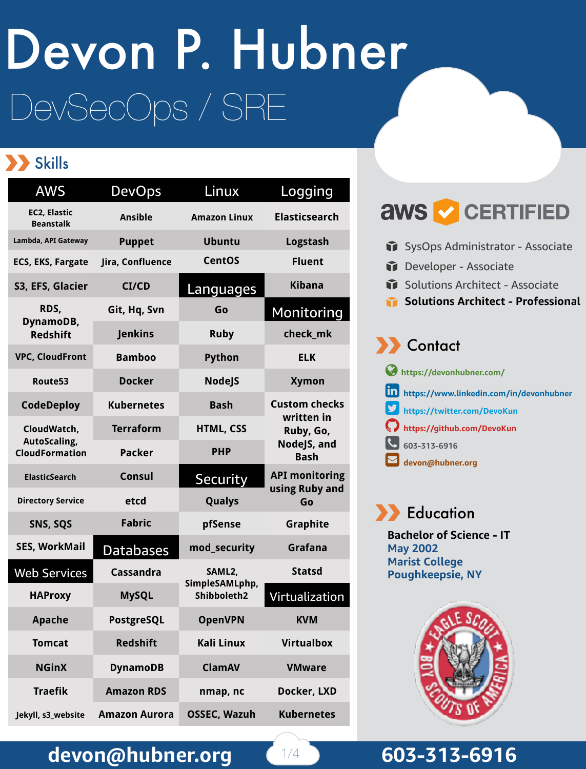# Devon P. Hubner

## DevSecOps / SRE

## Skills

| AWS | DevOps | Linux | Logging |
|---|---|---|---|
| EC2, Elastic Beanstalk | Ansible | Amazon Linux | Elasticsearch |
| Lambda, API Gateway | Puppet | Ubuntu | Logstash |
| ECS, EKS, Fargate | Jira, Confluence | CentOS | Fluent |
| S3, EFS, Glacier | CI/CD | **Languages** | Kibana |
| RDS, DynamoDB, Redshift | Git, Hq, Svn | Go | **Monitoring** |
| | Jenkins | Ruby | check_mk |
| VPC, CloudFront | Bamboo | Python | ELK |
| Route53 | Docker | NodeJS | Xymon |
| CodeDeploy | Kubernetes | Bash | Custom checks written in Ruby, Go, NodeJS, and Bash |
| CloudWatch, AutoScaling, CloudFormation | Terraform | HTML, CSS | |
| | Packer | PHP | |
| ElasticSearch | Consul | **Security** | API monitoring using Ruby and Go |
| Directory Service | etcd | Qualys | |
| SNS, SQS | Fabric | pfSense | Graphite |
| SES, WorkMail | **Databases** | mod_security | Grafana |
| **Web Services** | Cassandra | SAML2, SimpleSAMLphp, Shibboleth2 | Statsd |
| HAProxy | MySQL | | **Virtualization** |
| Apache | PostgreSQL | OpenVPN | KVM |
| Tomcat | Redshift | Kali Linux | Virtualbox |
| NGinX | DynamoDB | ClamAV | VMware |
| Traefik | Amazon RDS | nmap, nc | Docker, LXD |
| Jekyll, s3_website | Amazon Aurora | OSSEC, Wazuh | Kubernetes |

## aws CERTIFIED

- SysOps Administrator - Associate
- Developer - Associate
- Solutions Architect - Associate
- **Solutions Architect - Professional**

## Contact

- https://devonhubner.com/
- https://www.linkedin.com/in/devonhubner
- https://twitter.com/DevoKun
- https://github.com/DevoKun
- 603-313-6916
- devon@hubner.org

## Education

**Bachelor of Science - IT**
**May 2002**
**Marist College**
**Poughkeepsie, NY**

**devon@hubner.org** **603-313-6916**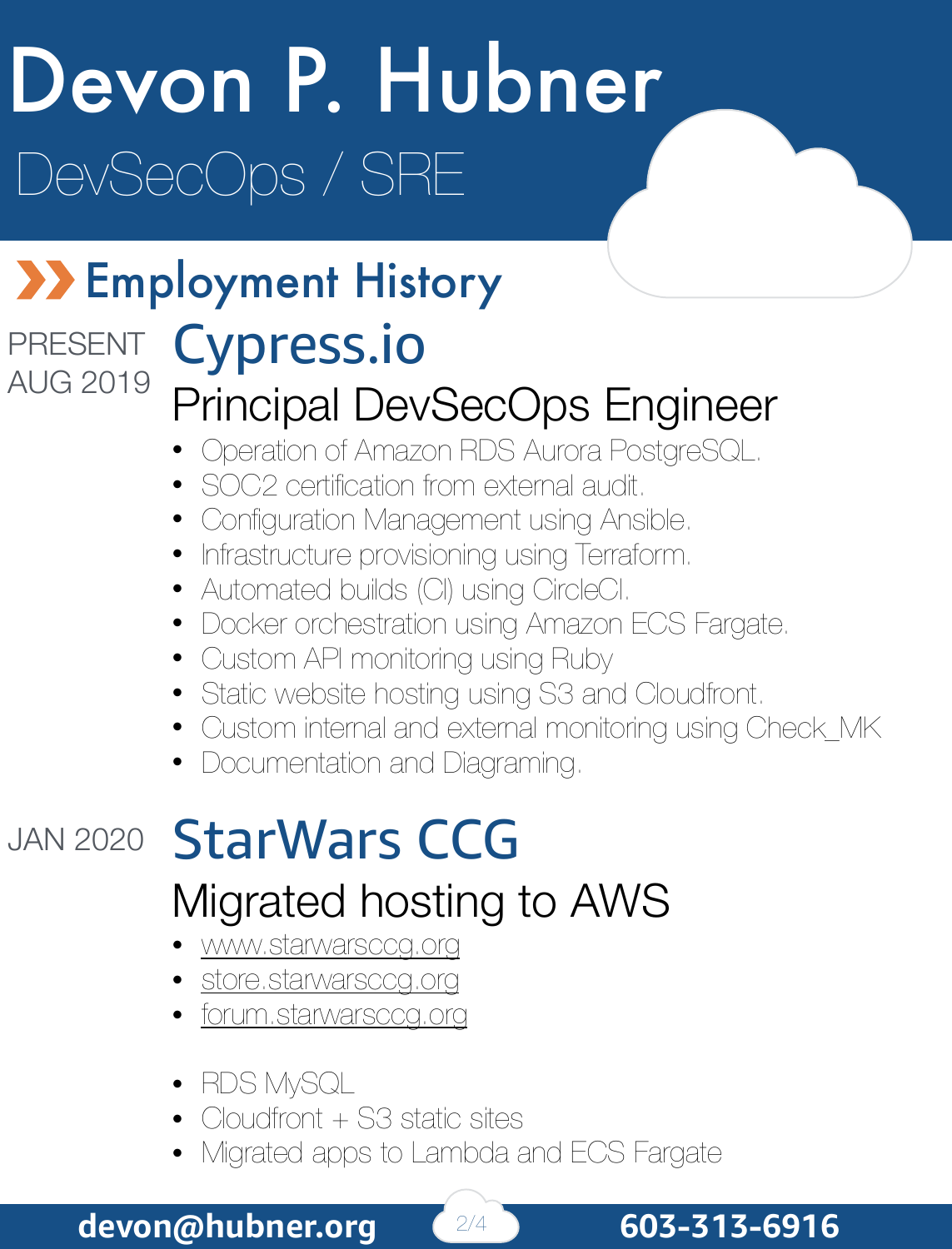# Devon P. Hubner

DevSecOps / SRE

## Employment History

PRESENT
AUG 2019

### Cypress.io

#### Principal DevSecOps Engineer

- Operation of Amazon RDS Aurora PostgreSQL.
- SOC2 certification from external audit.
- Configuration Management using Ansible.
- Infrastructure provisioning using Terraform.
- Automated builds (CI) using CircleCI.
- Docker orchestration using Amazon ECS Fargate.
- Custom API monitoring using Ruby
- Static website hosting using S3 and Cloudfront.
- Custom internal and external monitoring using Check_MK
- Documentation and Diagraming.

JAN 2020

### StarWars CCG

#### Migrated hosting to AWS

- www.starwarsccg.org
- store.starwarsccg.org
- forum.starwarsccg.org

- RDS MySQL
- Cloudfront + S3 static sites
- Migrated apps to Lambda and ECS Fargate

**devon@hubner.org** **603-313-6916**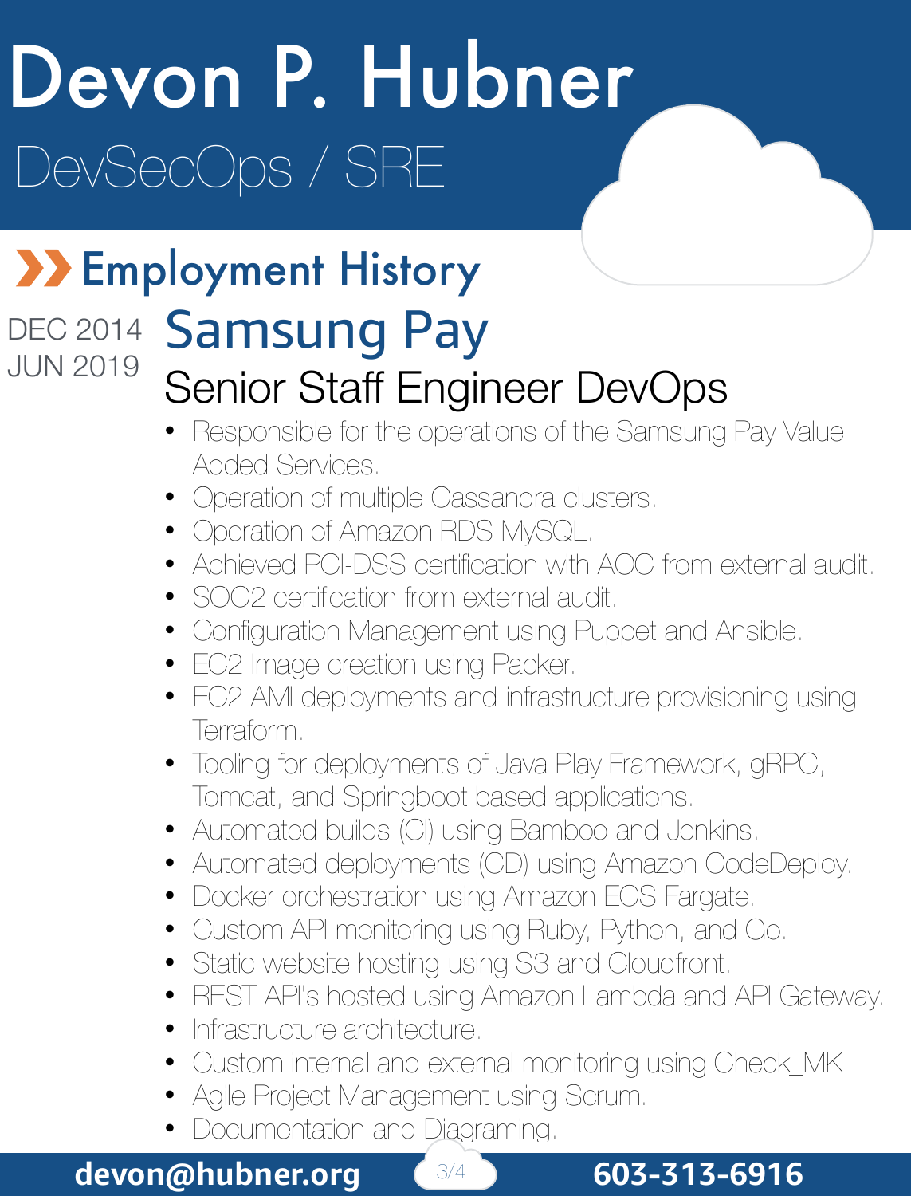# Devon P. Hubner

DevSecOps / SRE

## Employment History

DEC 2014
JUN 2019

### Samsung Pay

#### Senior Staff Engineer DevOps

- Responsible for the operations of the Samsung Pay Value Added Services.
- Operation of multiple Cassandra clusters.
- Operation of Amazon RDS MySQL.
- Achieved PCI-DSS certification with AOC from external audit.
- SOC2 certification from external audit.
- Configuration Management using Puppet and Ansible.
- EC2 Image creation using Packer.
- EC2 AMI deployments and infrastructure provisioning using Terraform.
- Tooling for deployments of Java Play Framework, gRPC, Tomcat, and Springboot based applications.
- Automated builds (CI) using Bamboo and Jenkins.
- Automated deployments (CD) using Amazon CodeDeploy.
- Docker orchestration using Amazon ECS Fargate.
- Custom API monitoring using Ruby, Python, and Go.
- Static website hosting using S3 and Cloudfront.
- REST API's hosted using Amazon Lambda and API Gateway.
- Infrastructure architecture.
- Custom internal and external monitoring using Check_MK
- Agile Project Management using Scrum.
- Documentation and Diagraming.

**devon@hubner.org** **603-313-6916**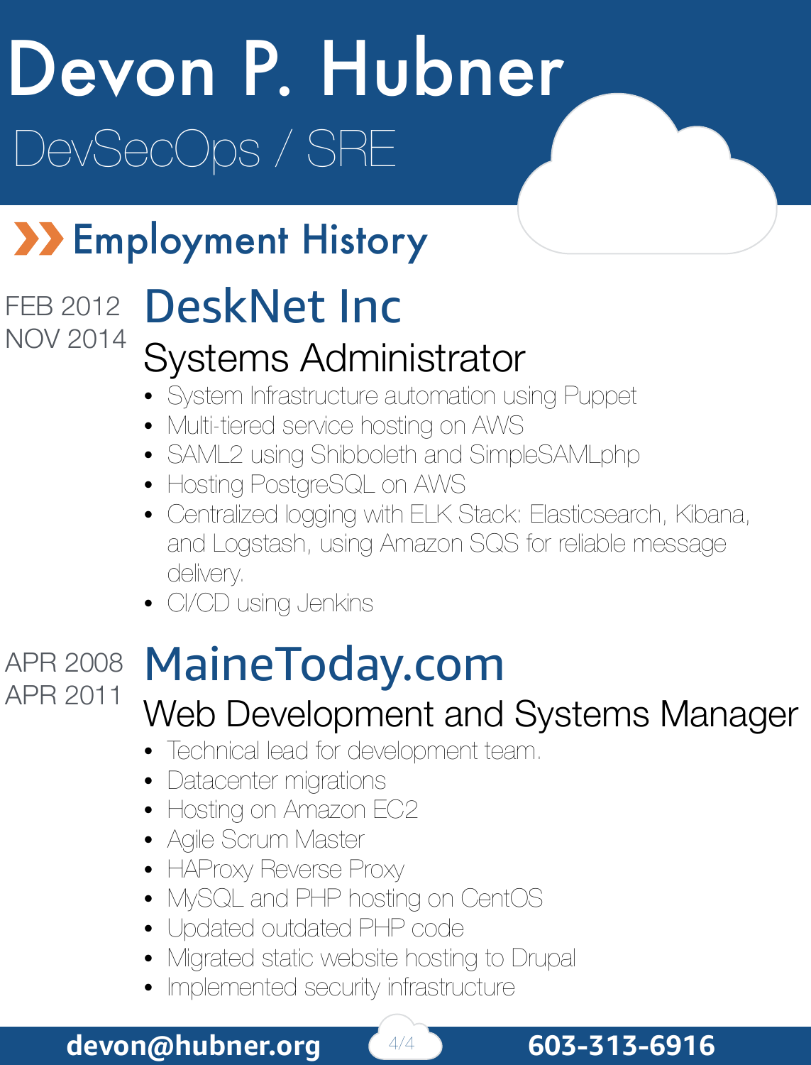# Devon P. Hubner

DevSecOps / SRE

## Employment History

FEB 2012
NOV 2014

### DeskNet Inc

#### Systems Administrator

- System Infrastructure automation using Puppet
- Multi-tiered service hosting on AWS
- SAML2 using Shibboleth and SimpleSAMLphp
- Hosting PostgreSQL on AWS
- Centralized logging with ELK Stack: Elasticsearch, Kibana, and Logstash, using Amazon SQS for reliable message delivery.
- CI/CD using Jenkins

APR 2008
APR 2011

### MaineToday.com

#### Web Development and Systems Manager

- Technical lead for development team.
- Datacenter migrations
- Hosting on Amazon EC2
- Agile Scrum Master
- HAProxy Reverse Proxy
- MySQL and PHP hosting on CentOS
- Updated outdated PHP code
- Migrated static website hosting to Drupal
- Implemented security infrastructure

devon@hubner.org 603-313-6916